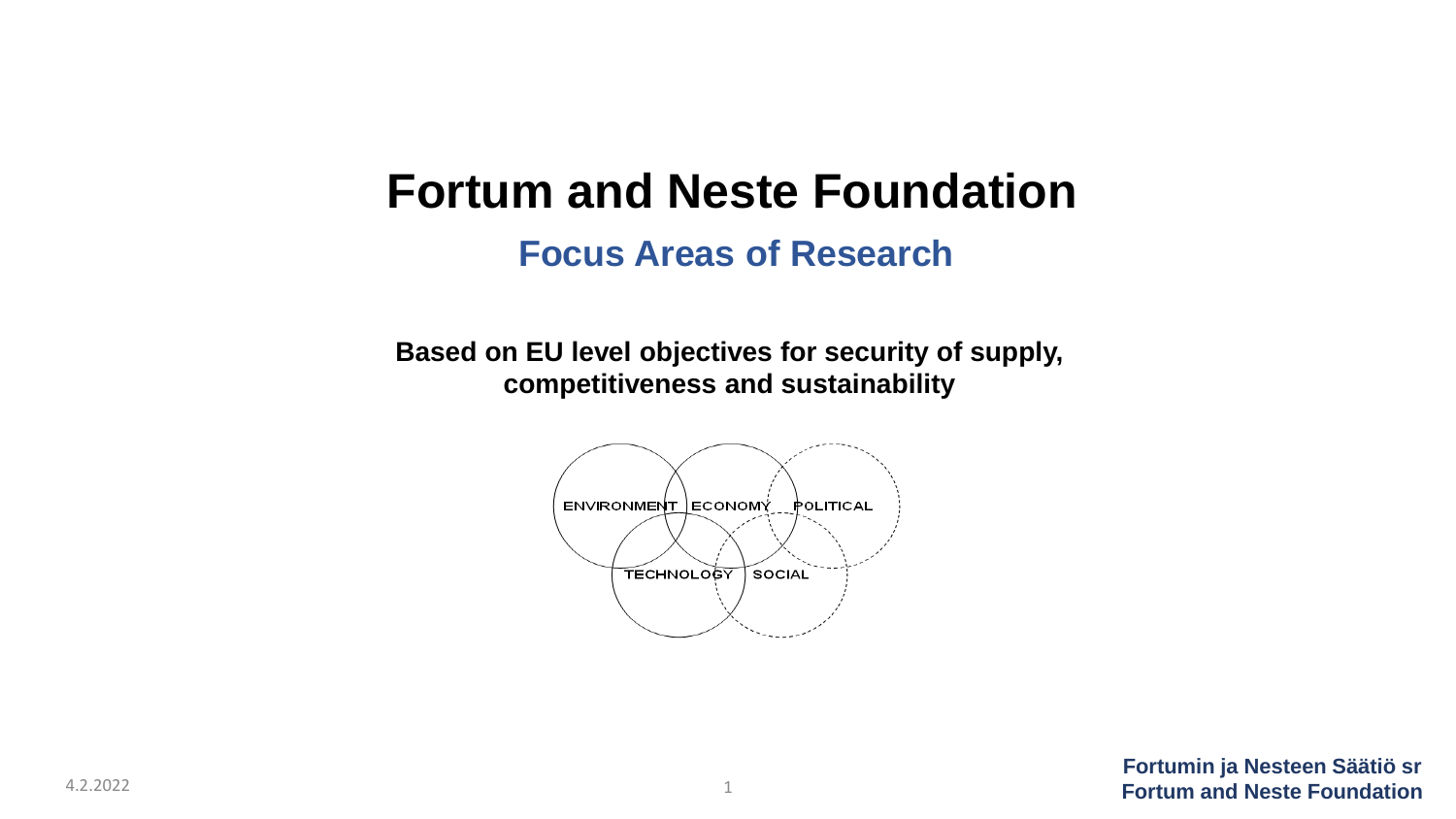# Fortum and Neste Foundation

## Focus Areas of Research

**Based on EU level objectives for security of supply, competitiveness and sustainability**

ENVIRONMENT ECONOMY POLITICAL

TECHNOLOGY SOCIAL

**Fortumin ja Nesteen Säätiö sr**
**Fortum and Neste Foundation**

4.2.2022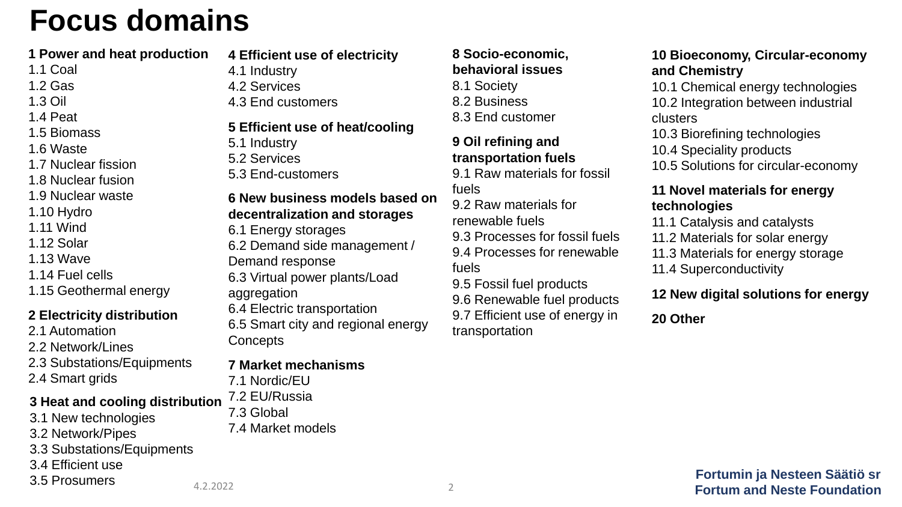# Focus domains

**1 Power and heat production**

- 1.1 Coal
- 1.2 Gas
- 1.3 Oil
- 1.4 Peat
- 1.5 Biomass
- 1.6 Waste
- 1.7 Nuclear fission
- 1.8 Nuclear fusion
- 1.9 Nuclear waste
- 1.10 Hydro
- 1.11 Wind
- 1.12 Solar
- 1.13 Wave
- 1.14 Fuel cells
- 1.15 Geothermal energy

**2 Electricity distribution**

- 2.1 Automation
- 2.2 Network/Lines
- 2.3 Substations/Equipments
- 2.4 Smart grids

**3 Heat and cooling distribution**

- 3.1 New technologies
- 3.2 Network/Pipes
- 3.3 Substations/Equipments
- 3.4 Efficient use
- 3.5 Prosumers

**4 Efficient use of electricity**

- 4.1 Industry
- 4.2 Services
- 4.3 End customers

**5 Efficient use of heat/cooling**

- 5.1 Industry
- 5.2 Services
- 5.3 End-customers

**6 New business models based on decentralization and storages**

- 6.1 Energy storages
- 6.2 Demand side management / Demand response
- 6.3 Virtual power plants/Load aggregation
- 6.4 Electric transportation
- 6.5 Smart city and regional energy Concepts

**7 Market mechanisms**

- 7.1 Nordic/EU
- 7.2 EU/Russia
- 7.3 Global
- 7.4 Market models

**8 Socio-economic, behavioral issues**

- 8.1 Society
- 8.2 Business
- 8.3 End customer

**9 Oil refining and transportation fuels**

- 9.1 Raw materials for fossil fuels
- 9.2 Raw materials for renewable fuels
- 9.3 Processes for fossil fuels
- 9.4 Processes for renewable fuels
- 9.5 Fossil fuel products
- 9.6 Renewable fuel products
- 9.7 Efficient use of energy in transportation

**10 Bioeconomy, Circular-economy and Chemistry**

- 10.1 Chemical energy technologies
- 10.2 Integration between industrial clusters
- 10.3 Biorefining technologies
- 10.4 Speciality products
- 10.5 Solutions for circular-economy

**11 Novel materials for energy technologies**

- 11.1 Catalysis and catalysts
- 11.2 Materials for solar energy
- 11.3 Materials for energy storage
- 11.4 Superconductivity

**12 New digital solutions for energy**

**20 Other**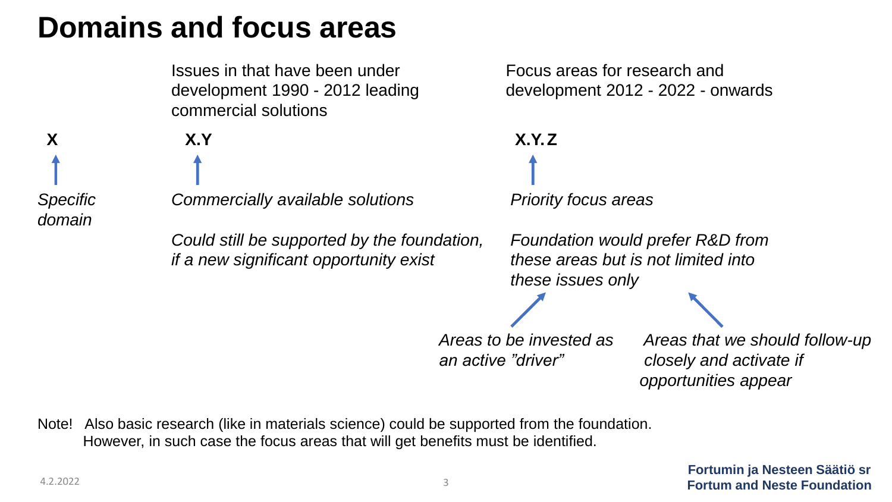# Domains and focus areas

Issues in that have been under development 1990 - 2012 leading commercial solutions

Focus areas for research and development 2012 - 2022 - onwards

**X**

*Specific domain*

**X.Y**

*Commercially available solutions*

*Could still be supported by the foundation, if a new significant opportunity exist*

**X.Y. Z**

*Priority focus areas*

*Foundation would prefer R&D from these areas but is not limited into these issues only*

*Areas to be invested as an active "driver"*

*Areas that we should follow-up closely and activate if opportunities appear*

Note! Also basic research (like in materials science) could be supported from the foundation. However, in such case the focus areas that will get benefits must be identified.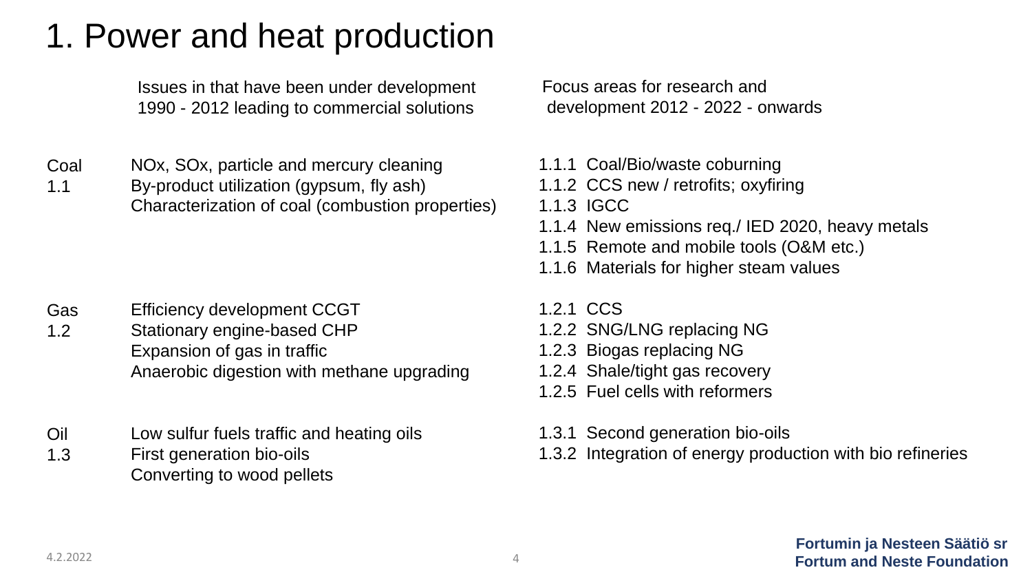# 1. Power and heat production

| | Issues in that have been under development 1990 - 2012 leading to commercial solutions | Focus areas for research and development 2012 - 2022 - onwards |
|---|---|---|
| Coal 1.1 | NOx, SOx, particle and mercury cleaning<br>By-product utilization (gypsum, fly ash)<br>Characterization of coal (combustion properties) | 1.1.1 Coal/Bio/waste coburning<br>1.1.2 CCS new / retrofits; oxyfiring<br>1.1.3 IGCC<br>1.1.4 New emissions req./ IED 2020, heavy metals<br>1.1.5 Remote and mobile tools (O&M etc.)<br>1.1.6 Materials for higher steam values |
| Gas 1.2 | Efficiency development CCGT<br>Stationary engine-based CHP<br>Expansion of gas in traffic<br>Anaerobic digestion with methane upgrading | 1.2.1 CCS<br>1.2.2 SNG/LNG replacing NG<br>1.2.3 Biogas replacing NG<br>1.2.4 Shale/tight gas recovery<br>1.2.5 Fuel cells with reformers |
| Oil 1.3 | Low sulfur fuels traffic and heating oils<br>First generation bio-oils<br>Converting to wood pellets | 1.3.1 Second generation bio-oils<br>1.3.2 Integration of energy production with bio refineries |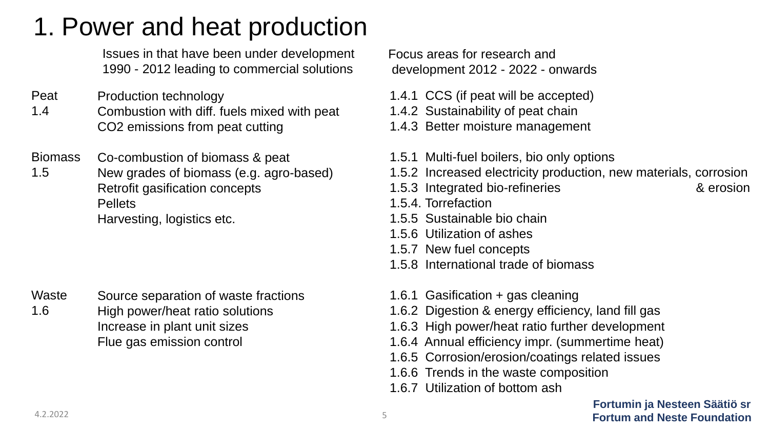# 1. Power and heat production

| | Issues in that have been under development 1990 - 2012 leading to commercial solutions | Focus areas for research and development 2012 - 2022 - onwards |
|---|---|---|
| Peat 1.4 | Production technology<br>Combustion with diff. fuels mixed with peat<br>CO2 emissions from peat cutting | 1.4.1 CCS (if peat will be accepted)<br>1.4.2 Sustainability of peat chain<br>1.4.3 Better moisture management |
| Biomass 1.5 | Co-combustion of biomass & peat<br>New grades of biomass (e.g. agro-based)<br>Retrofit gasification concepts<br>Pellets<br>Harvesting, logistics etc. | 1.5.1 Multi-fuel boilers, bio only options<br>1.5.2 Increased electricity production, new materials, corrosion & erosion<br>1.5.3 Integrated bio-refineries<br>1.5.4. Torrefaction<br>1.5.5 Sustainable bio chain<br>1.5.6 Utilization of ashes<br>1.5.7 New fuel concepts<br>1.5.8 International trade of biomass |
| Waste 1.6 | Source separation of waste fractions<br>High power/heat ratio solutions<br>Increase in plant unit sizes<br>Flue gas emission control | 1.6.1 Gasification + gas cleaning<br>1.6.2 Digestion & energy efficiency, land fill gas<br>1.6.3 High power/heat ratio further development<br>1.6.4 Annual efficiency impr. (summertime heat)<br>1.6.5 Corrosion/erosion/coatings related issues<br>1.6.6 Trends in the waste composition<br>1.6.7 Utilization of bottom ash |

4.2.2022

**Fortumin ja Nesteen Säätiö sr**
**Fortum and Neste Foundation**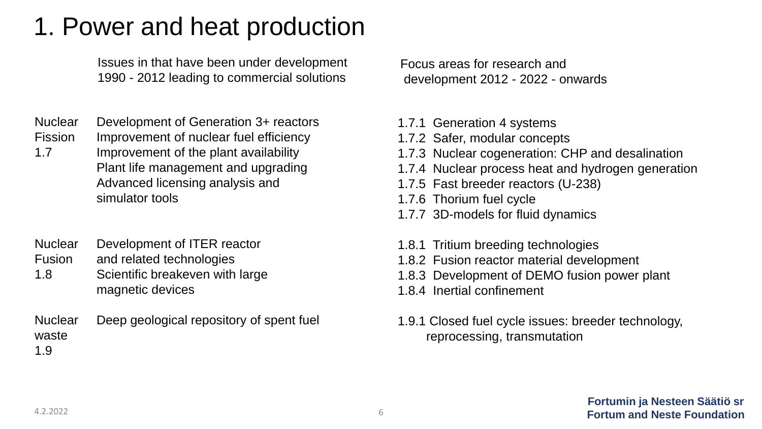# 1. Power and heat production

| | Issues in that have been under development 1990 - 2012 leading to commercial solutions | Focus areas for research and development 2012 - 2022 - onwards |
|---|---|---|
| Nuclear Fission 1.7 | Development of Generation 3+ reactors<br>Improvement of nuclear fuel efficiency<br>Improvement of the plant availability<br>Plant life management and upgrading<br>Advanced licensing analysis and simulator tools | 1.7.1 Generation 4 systems<br>1.7.2 Safer, modular concepts<br>1.7.3 Nuclear cogeneration: CHP and desalination<br>1.7.4 Nuclear process heat and hydrogen generation<br>1.7.5 Fast breeder reactors (U-238)<br>1.7.6 Thorium fuel cycle<br>1.7.7 3D-models for fluid dynamics |
| Nuclear Fusion 1.8 | Development of ITER reactor and related technologies<br>Scientific breakeven with large magnetic devices | 1.8.1 Tritium breeding technologies<br>1.8.2 Fusion reactor material development<br>1.8.3 Development of DEMO fusion power plant<br>1.8.4 Inertial confinement |
| Nuclear waste 1.9 | Deep geological repository of spent fuel | 1.9.1 Closed fuel cycle issues: breeder technology, reprocessing, transmutation |

4.2.2022

**Fortumin ja Nesteen Säätiö sr**
**Fortum and Neste Foundation**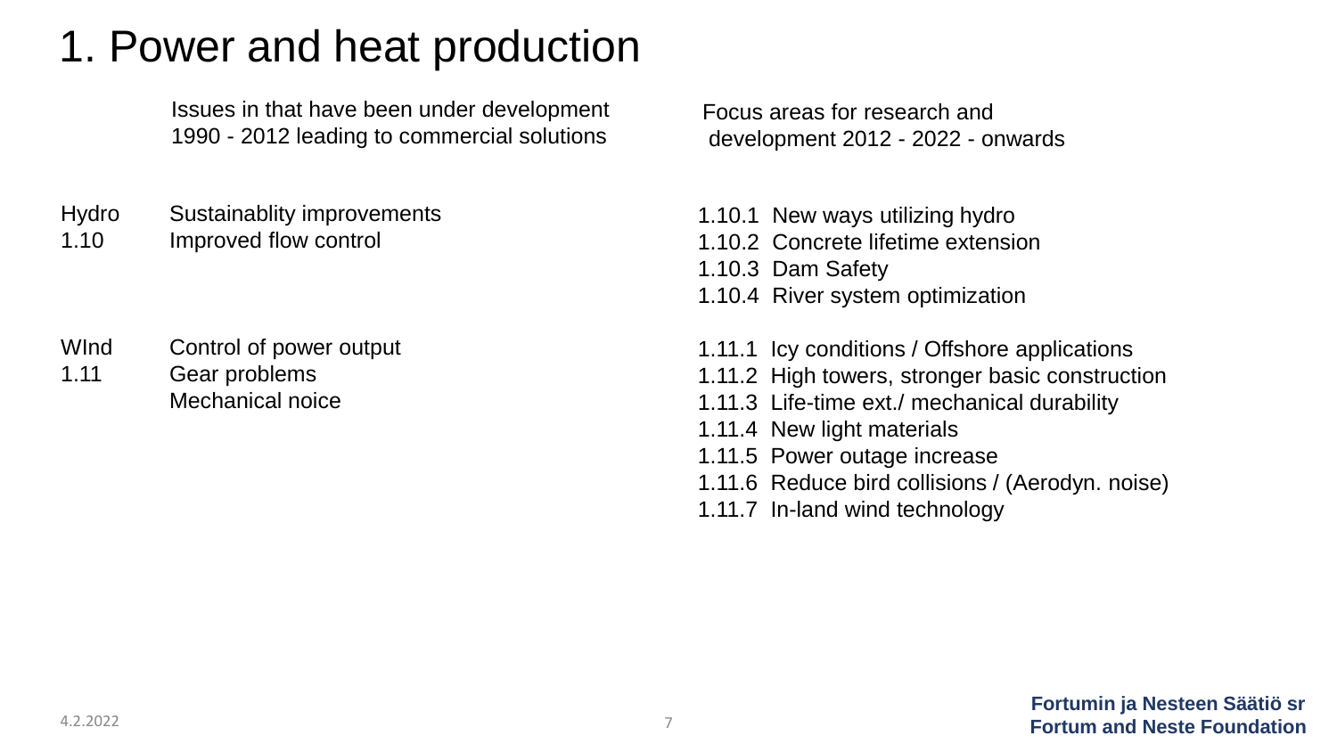# 1. Power and heat production

| | Issues in that have been under development 1990 - 2012 leading to commercial solutions | Focus areas for research and development 2012 - 2022 - onwards |
|---|---|---|
| Hydro 1.10 | Sustainablity improvements<br>Improved flow control | 1.10.1 New ways utilizing hydro<br>1.10.2 Concrete lifetime extension<br>1.10.3 Dam Safety<br>1.10.4 River system optimization |
| WInd 1.11 | Control of power output<br>Gear problems<br>Mechanical noice | 1.11.1 Icy conditions / Offshore applications<br>1.11.2 High towers, stronger basic construction<br>1.11.3 Life-time ext./ mechanical durability<br>1.11.4 New light materials<br>1.11.5 Power outage increase<br>1.11.6 Reduce bird collisions / (Aerodyn. noise)<br>1.11.7 In-land wind technology |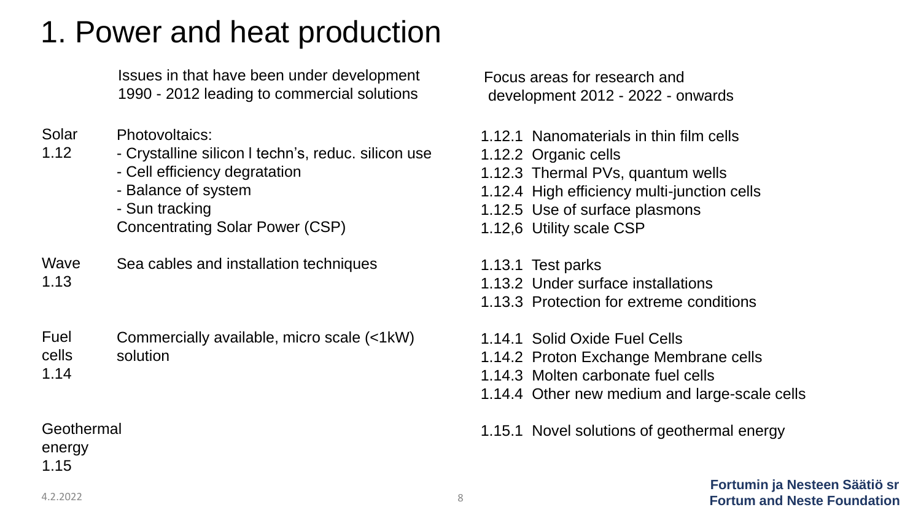# 1. Power and heat production

| | Issues in that have been under development 1990 - 2012 leading to commercial solutions | Focus areas for research and development 2012 - 2022 - onwards |
|---|---|---|
| Solar 1.12 | Photovoltaics:<br>- Crystalline silicon l techn's, reduc. silicon use<br>- Cell efficiency degratation<br>- Balance of system<br>- Sun tracking<br>Concentrating Solar Power (CSP) | 1.12.1 Nanomaterials in thin film cells<br>1.12.2 Organic cells<br>1.12.3 Thermal PVs, quantum wells<br>1.12.4 High efficiency multi-junction cells<br>1.12.5 Use of surface plasmons<br>1.12,6 Utility scale CSP |
| Wave 1.13 | Sea cables and installation techniques | 1.13.1 Test parks<br>1.13.2 Under surface installations<br>1.13.3 Protection for extreme conditions |
| Fuel cells 1.14 | Commercially available, micro scale (<1kW) solution | 1.14.1 Solid Oxide Fuel Cells<br>1.14.2 Proton Exchange Membrane cells<br>1.14.3 Molten carbonate fuel cells<br>1.14.4 Other new medium and large-scale cells |
| Geothermal energy 1.15 | | 1.15.1 Novel solutions of geothermal energy |

4.2.2022

**Fortumin ja Nesteen Säätiö sr**
**Fortum and Neste Foundation**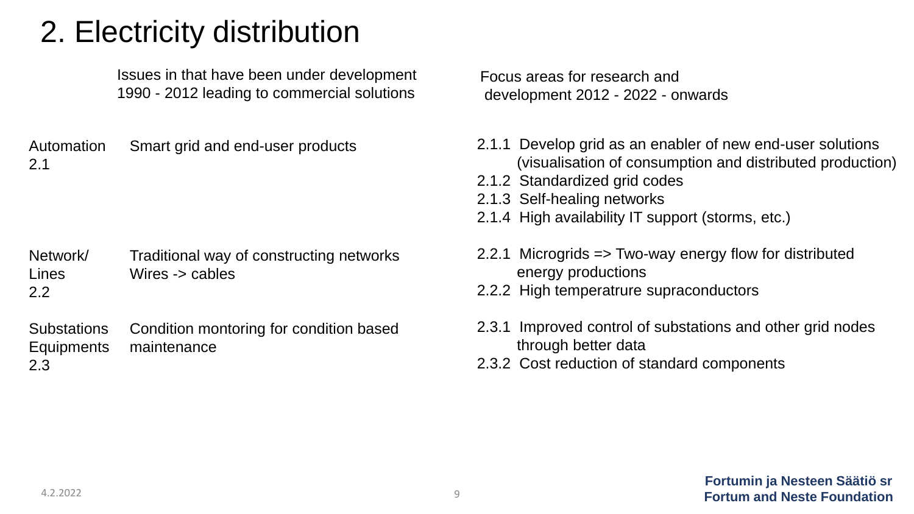# 2. Electricity distribution

| | Issues in that have been under development 1990 - 2012 leading to commercial solutions | Focus areas for research and development 2012 - 2022 - onwards |
|---|---|---|
| Automation 2.1 | Smart grid and end-user products | 2.1.1 Develop grid as an enabler of new end-user solutions (visualisation of consumption and distributed production)<br>2.1.2 Standardized grid codes<br>2.1.3 Self-healing networks<br>2.1.4 High availability IT support (storms, etc.) |
| Network/ Lines 2.2 | Traditional way of constructing networks<br>Wires -> cables | 2.2.1 Micrograds => Two-way energy flow for distributed energy productions<br>2.2.2 High temperatrure supraconductors |
| Substations Equipments 2.3 | Condition montoring for condition based maintenance | 2.3.1 Improved control of substations and other grid nodes through better data<br>2.3.2 Cost reduction of standard components |

4.2.2022

**Fortumin ja Nesteen Säätiö sr**
**Fortum and Neste Foundation**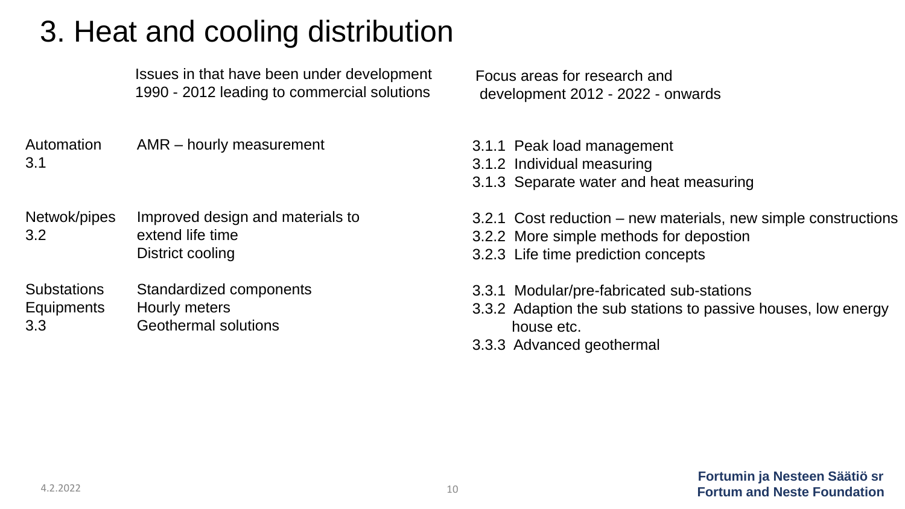# 3. Heat and cooling distribution

| | Issues in that have been under development 1990 - 2012 leading to commercial solutions | Focus areas for research and development 2012 - 2022 - onwards |
|---|---|---|
| Automation 3.1 | AMR – hourly measurement | 3.1.1 Peak load management<br>3.1.2 Individual measuring<br>3.1.3 Separate water and heat measuring |
| Netwok/pipes 3.2 | Improved design and materials to extend life time<br>District cooling | 3.2.1 Cost reduction – new materials, new simple constructions<br>3.2.2 More simple methods for depostion<br>3.2.3 Life time prediction concepts |
| Substations Equipments 3.3 | Standardized components<br>Hourly meters<br>Geothermal solutions | 3.3.1 Modular/pre-fabricated sub-stations<br>3.3.2 Adaption the sub stations to passive houses, low energy house etc.<br>3.3.3 Advanced geothermal |

4.2.2022

**Fortumin ja Nesteen Säätiö sr**
**Fortum and Neste Foundation**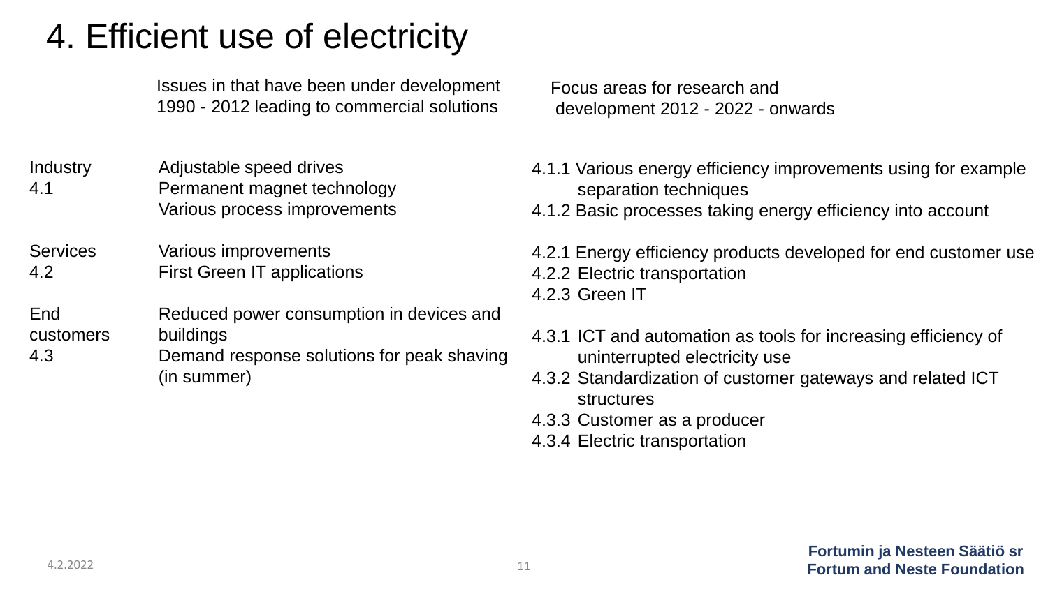# 4. Efficient use of electricity

| | Issues in that have been under development 1990 - 2012 leading to commercial solutions | Focus areas for research and development 2012 - 2022 - onwards |
|---|---|---|
| Industry 4.1 | Adjustable speed drives<br>Permanent magnet technology<br>Various process improvements | 4.1.1 Various energy efficiency improvements using for example separation techniques<br>4.1.2 Basic processes taking energy efficiency into account |
| Services 4.2 | Various improvements<br>First Green IT applications | 4.2.1 Energy efficiency products developed for end customer use<br>4.2.2 Electric transportation<br>4.2.3 Green IT |
| End customers 4.3 | Reduced power consumption in devices and buildings<br>Demand response solutions for peak shaving (in summer) | 4.3.1 ICT and automation as tools for increasing efficiency of uninterrupted electricity use<br>4.3.2 Standardization of customer gateways and related ICT structures<br>4.3.3 Customer as a producer<br>4.3.4 Electric transportation |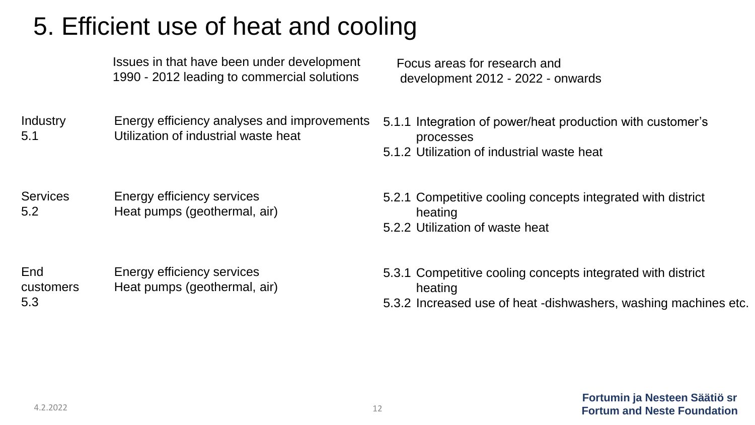# 5. Efficient use of heat and cooling

| | Issues in that have been under development 1990 - 2012 leading to commercial solutions | Focus areas for research and development 2012 - 2022 - onwards |
|---|---|---|
| Industry 5.1 | Energy efficiency analyses and improvements<br>Utilization of industrial waste heat | 5.1.1 Integration of power/heat production with customer's processes<br>5.1.2 Utilization of industrial waste heat |
| Services 5.2 | Energy efficiency services<br>Heat pumps (geothermal, air) | 5.2.1 Competitive cooling concepts integrated with district heating<br>5.2.2 Utilization of waste heat |
| End customers 5.3 | Energy efficiency services<br>Heat pumps (geothermal, air) | 5.3.1 Competitive cooling concepts integrated with district heating<br>5.3.2 Increased use of heat -dishwashers, washing machines etc. |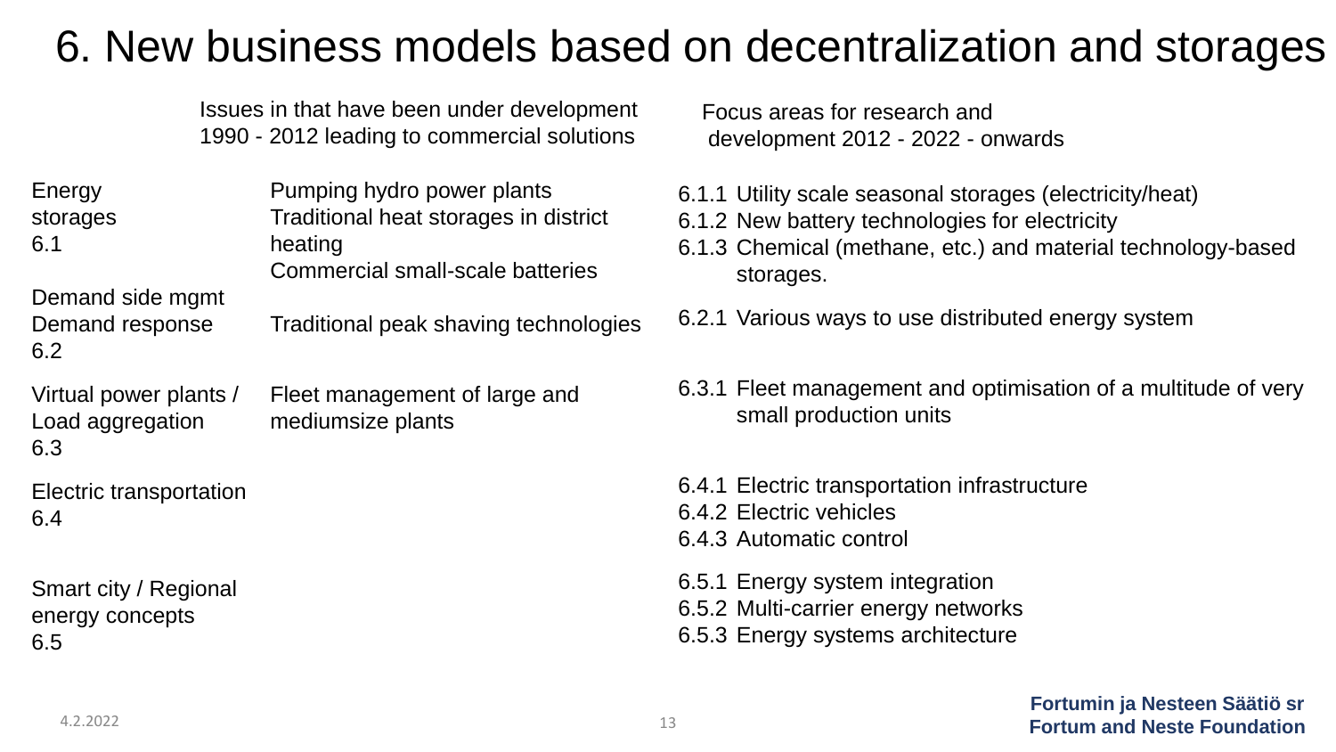# 6. New business models based on decentralization and storages

| | Issues in that have been under development 1990 - 2012 leading to commercial solutions | Focus areas for research and development 2012 - 2022 - onwards |
|---|---|---|
| Energy storages 6.1 | Pumping hydro power plants<br>Traditional heat storages in district heating<br>Commercial small-scale batteries | 6.1.1 Utility scale seasonal storages (electricity/heat)<br>6.1.2 New battery technologies for electricity<br>6.1.3 Chemical (methane, etc.) and material technology-based storages. |
| Demand side mgmt<br>Demand response 6.2 | Traditional peak shaving technologies | 6.2.1 Various ways to use distributed energy system |
| Virtual power plants / Load aggregation 6.3 | Fleet management of large and mediumsize plants | 6.3.1 Fleet management and optimisation of a multitude of very small production units |
| Electric transportation 6.4 | | 6.4.1 Electric transportation infrastructure<br>6.4.2 Electric vehicles<br>6.4.3 Automatic control |
| Smart city / Regional energy concepts 6.5 | | 6.5.1 Energy system integration<br>6.5.2 Multi-carrier energy networks<br>6.5.3 Energy systems architecture |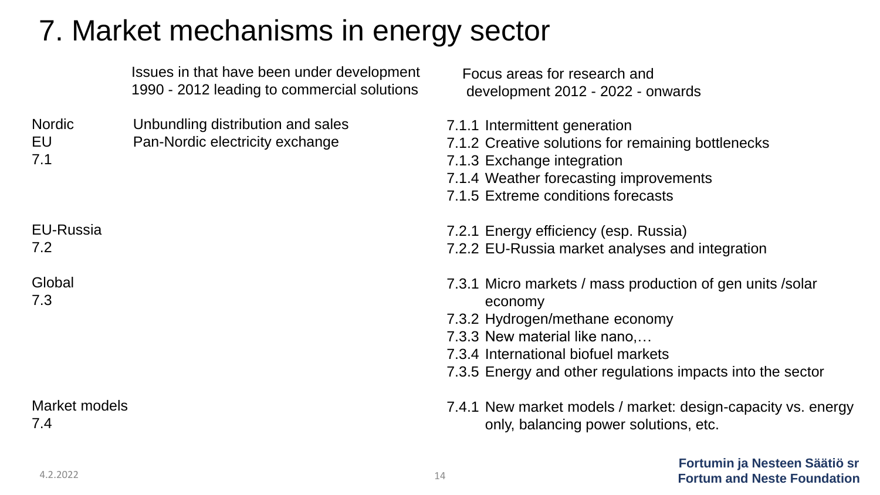# 7. Market mechanisms in energy sector

| | Issues in that have been under development 1990 - 2012 leading to commercial solutions | Focus areas for research and development 2012 - 2022 - onwards |
| --- | --- | --- |
| Nordic<br>EU<br>7.1 | Unbundling distribution and sales<br>Pan-Nordic electricity exchange | 7.1.1 Intermittent generation<br>7.1.2 Creative solutions for remaining bottlenecks<br>7.1.3 Exchange integration<br>7.1.4 Weather forecasting improvements<br>7.1.5 Extreme conditions forecasts |
| EU-Russia<br>7.2 | | 7.2.1 Energy efficiency (esp. Russia)<br>7.2.2 EU-Russia market analyses and integration |
| Global<br>7.3 | | 7.3.1 Micro markets / mass production of gen units /solar economy<br>7.3.2 Hydrogen/methane economy<br>7.3.3 New material like nano,…<br>7.3.4 International biofuel markets<br>7.3.5 Energy and other regulations impacts into the sector |
| Market models<br>7.4 | | 7.4.1 New market models / market: design-capacity vs. energy only, balancing power solutions, etc. |

4.2.2022

**Fortumin ja Nesteen Säätiö sr**
**Fortum and Neste Foundation**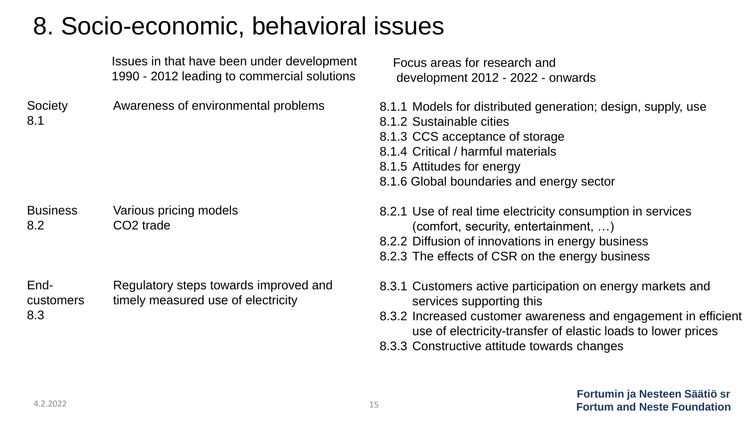# 8. Socio-economic, behavioral issues

| | Issues in that have been under development 1990 - 2012 leading to commercial solutions | Focus areas for research and development 2012 - 2022 - onwards |
|---|---|---|
| Society 8.1 | Awareness of environmental problems | 8.1.1 Models for distributed generation; design, supply, use<br>8.1.2 Sustainable cities<br>8.1.3 CCS acceptance of storage<br>8.1.4 Critical / harmful materials<br>8.1.5 Attitudes for energy<br>8.1.6 Global boundaries and energy sector |
| Business 8.2 | Various pricing models<br>$CO_2$ trade | 8.2.1 Use of real time electricity consumption in services (comfort, security, entertainment, …)<br>8.2.2 Diffusion of innovations in energy business<br>8.2.3 The effects of CSR on the energy business |
| End-customers 8.3 | Regulatory steps towards improved and timely measured use of electricity | 8.3.1 Customers active participation on energy markets and services supporting this<br>8.3.2 Increased customer awareness and engagement in efficient use of electricity-transfer of elastic loads to lower prices<br>8.3.3 Constructive attitude towards changes |

4.2.2022

**Fortumin ja Nesteen Säätiö sr**
**Fortum and Neste Foundation**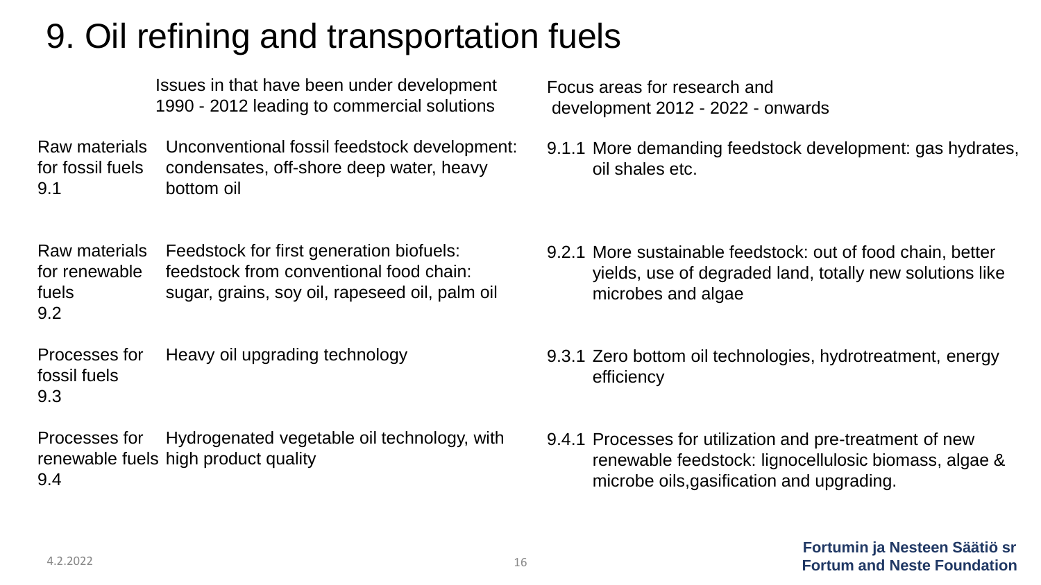# 9. Oil refining and transportation fuels

| | Issues in that have been under development 1990 - 2012 leading to commercial solutions | Focus areas for research and development 2012 - 2022 - onwards |
|---|---|---|
| Raw materials for fossil fuels 9.1 | Unconventional fossil feedstock development: condensates, off-shore deep water, heavy bottom oil | 9.1.1 More demanding feedstock development: gas hydrates, oil shales etc. |
| Raw materials for renewable fuels 9.2 | Feedstock for first generation biofuels: feedstock from conventional food chain: sugar, grains, soy oil, rapeseed oil, palm oil | 9.2.1 More sustainable feedstock: out of food chain, better yields, use of degraded land, totally new solutions like microbes and algae |
| Processes for fossil fuels 9.3 | Heavy oil upgrading technology | 9.3.1 Zero bottom oil technologies, hydrotreatment, energy efficiency |
| Processes for renewable fuels 9.4 | Hydrogenated vegetable oil technology, with high product quality | 9.4.1 Processes for utilization and pre-treatment of new renewable feedstock: lignocellulosic biomass, algae & microbe oils,gasification and upgrading. |

4.2.2022

**Fortumin ja Nesteen Säätiö sr**
**Fortum and Neste Foundation**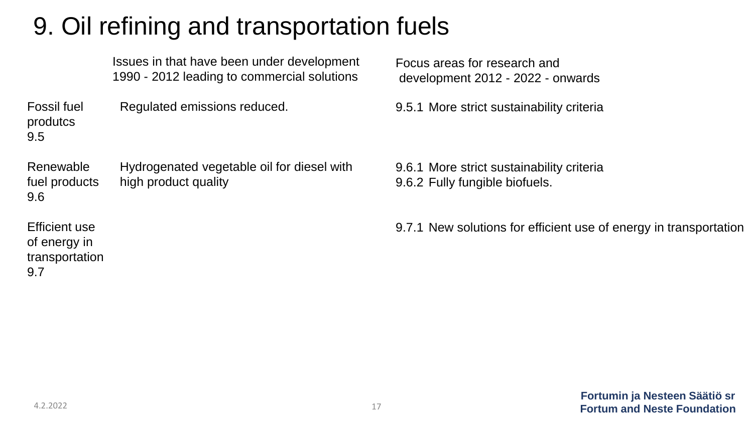# 9. Oil refining and transportation fuels

| | Issues in that have been under development 1990 - 2012 leading to commercial solutions | Focus areas for research and development 2012 - 2022 - onwards |
|---|---|---|
| Fossil fuel produtcs 9.5 | Regulated emissions reduced. | 9.5.1 More strict sustainability criteria |
| Renewable fuel products 9.6 | Hydrogenated vegetable oil for diesel with high product quality | 9.6.1 More strict sustainability criteria<br>9.6.2 Fully fungible biofuels. |
| Efficient use of energy in transportation 9.7 | | 9.7.1 New solutions for efficient use of energy in transportation |

4.2.2022

**Fortumin ja Nesteen Säätiö sr**
**Fortum and Neste Foundation**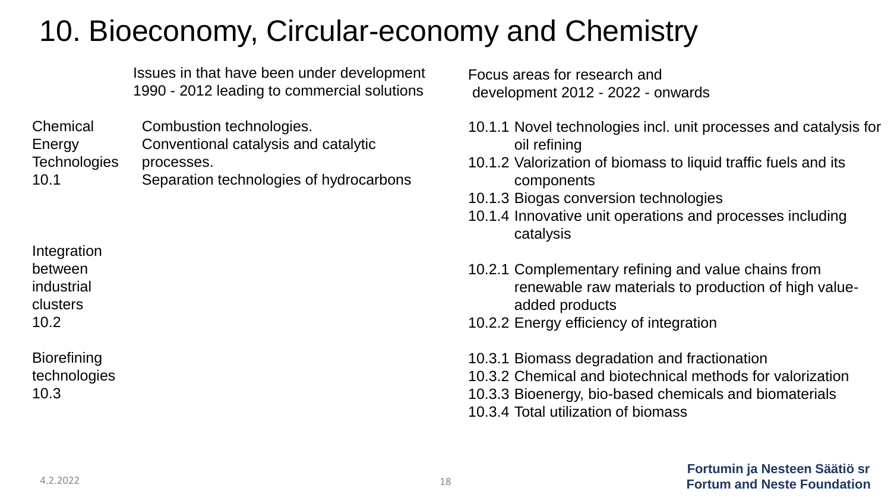# 10. Bioeconomy, Circular-economy and Chemistry

| | Issues in that have been under development 1990 - 2012 leading to commercial solutions | Focus areas for research and development 2012 - 2022 - onwards |
|---|---|---|
| Chemical Energy Technologies 10.1 | Combustion technologies. Conventional catalysis and catalytic processes. Separation technologies of hydrocarbons | 10.1.1 Novel technologies incl. unit processes and catalysis for oil refining<br>10.1.2 Valorization of biomass to liquid traffic fuels and its components<br>10.1.3 Biogas conversion technologies<br>10.1.4 Innovative unit operations and processes including catalysis |
| Integration between industrial clusters 10.2 | | 10.2.1 Complementary refining and value chains from renewable raw materials to production of high value-added products<br>10.2.2 Energy efficiency of integration |
| Biorefining technologies 10.3 | | 10.3.1 Biomass degradation and fractionation<br>10.3.2 Chemical and biotechnical methods for valorization<br>10.3.3 Bioenergy, bio-based chemicals and biomaterials<br>10.3.4 Total utilization of biomass |

4.2.2022

**Fortumin ja Nesteen Säätiö sr**
**Fortum and Neste Foundation**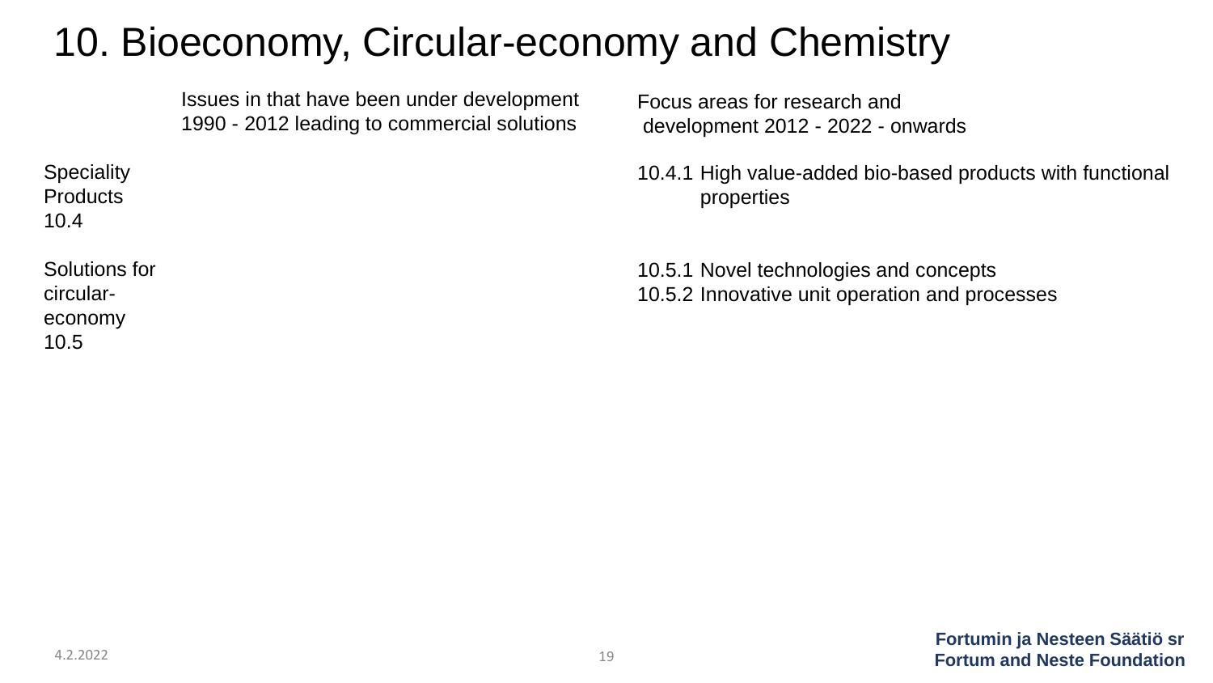# 10. Bioeconomy, Circular-economy and Chemistry

| | Issues in that have been under development 1990 - 2012 leading to commercial solutions | Focus areas for research and development 2012 - 2022 - onwards |
|---|---|---|
| Speciality Products 10.4 | | 10.4.1 High value-added bio-based products with functional properties |
| Solutions for circular-economy 10.5 | | 10.5.1 Novel technologies and concepts<br>10.5.2 Innovative unit operation and processes |

4.2.2022

**Fortumin ja Nesteen Säätiö sr**
**Fortum and Neste Foundation**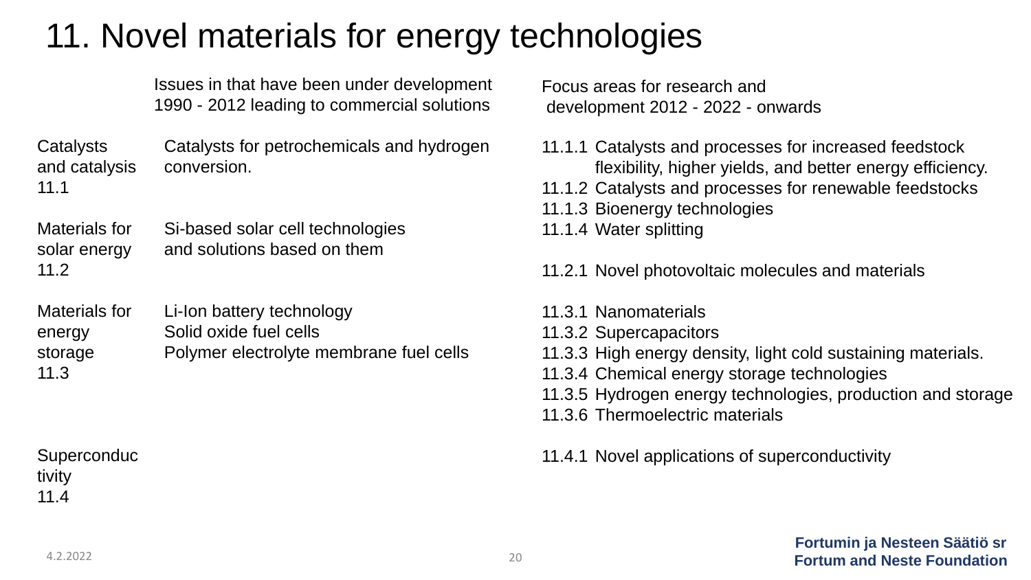# 11. Novel materials for energy technologies

| | Issues in that have been under development 1990 - 2012 leading to commercial solutions | Focus areas for research and development 2012 - 2022 - onwards |
|---|---|---|
| Catalysts and catalysis 11.1 | Catalysts for petrochemicals and hydrogen conversion. | 11.1.1 Catalysts and processes for increased feedstock flexibility, higher yields, and better energy efficiency.<br>11.1.2 Catalysts and processes for renewable feedstocks<br>11.1.3 Bioenergy technologies<br>11.1.4 Water splitting |
| Materials for solar energy 11.2 | Si-based solar cell technologies and solutions based on them | 11.2.1 Novel photovoltaic molecules and materials |
| Materials for energy storage 11.3 | Li-Ion battery technology<br>Solid oxide fuel cells<br>Polymer electrolyte membrane fuel cells | 11.3.1 Nanomaterials<br>11.3.2 Supercapacitors<br>11.3.3 High energy density, light cold sustaining materials.<br>11.3.4 Chemical energy storage technologies<br>11.3.5 Hydrogen energy technologies, production and storage<br>11.3.6 Thermoelectric materials |
| Superconductivity 11.4 | | 11.4.1 Novel applications of superconductivity |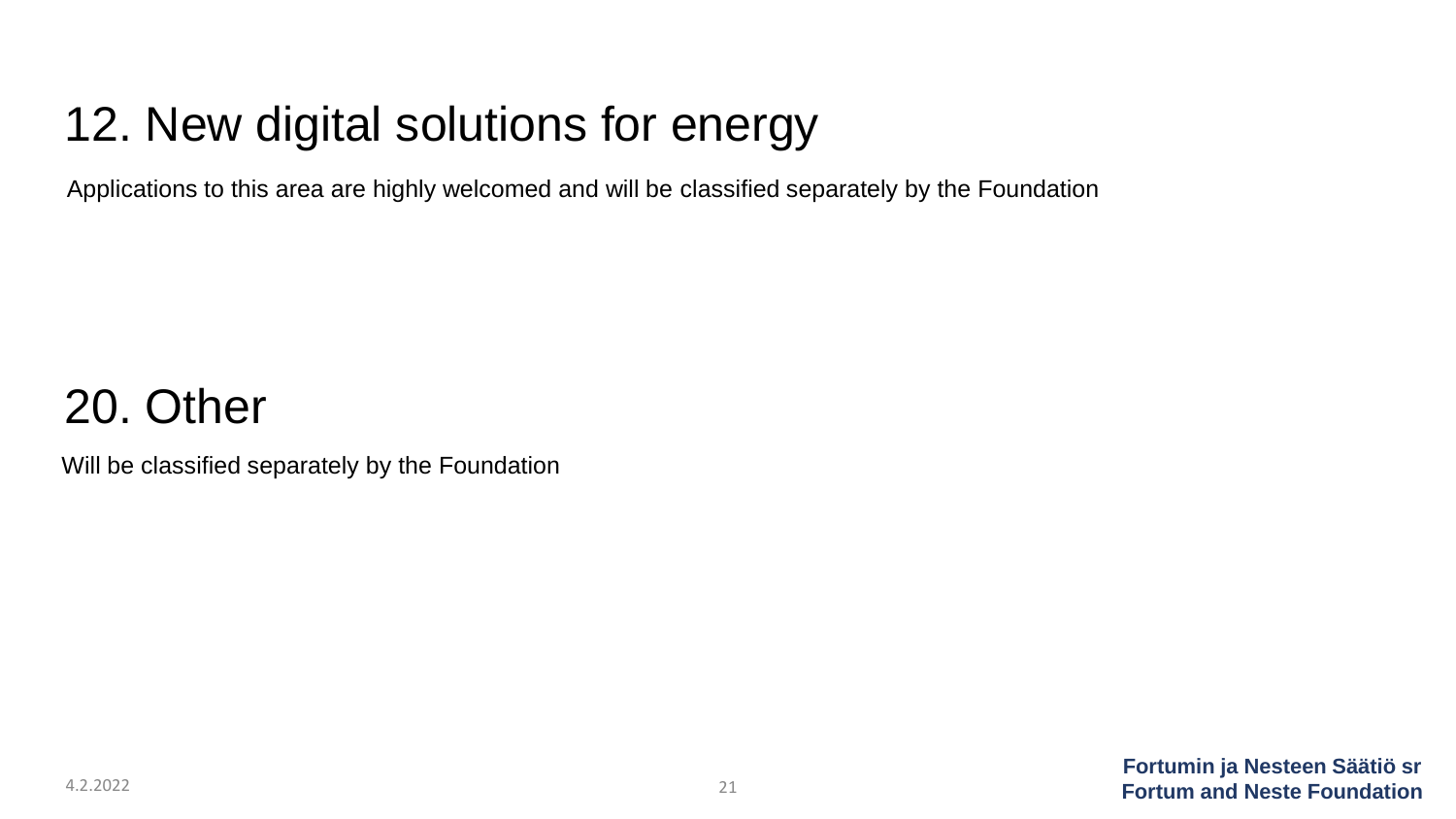# 12. New digital solutions for energy

Applications to this area are highly welcomed and will be classified separately by the Foundation

# 20. Other

Will be classified separately by the Foundation